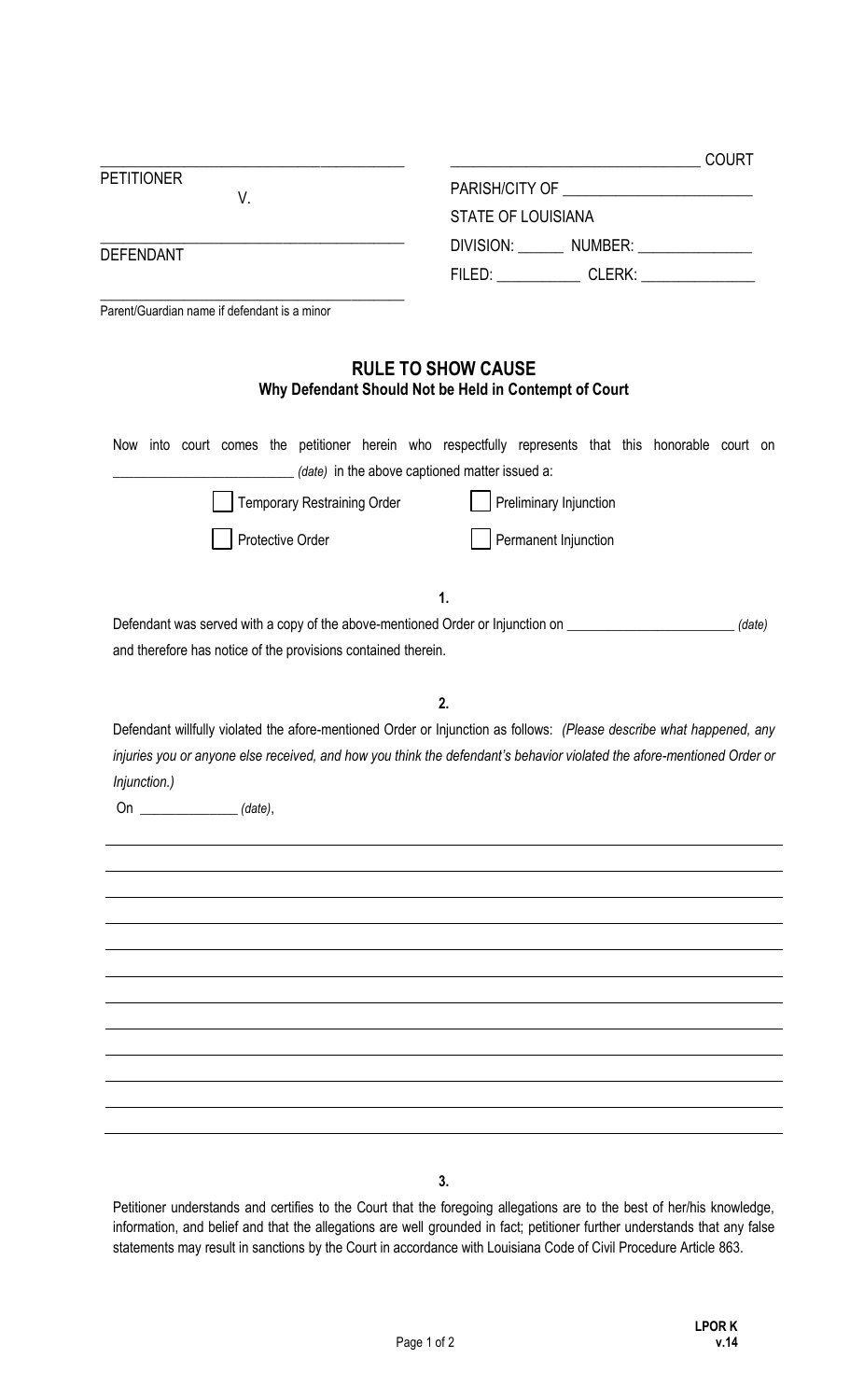| | |
|---|---|
| ______________________________________ | ________________________________ COURT |
| PETITIONER | PARISH/CITY OF ________________________ |
| V. | STATE OF LOUISIANA |
| ______________________________________ | DIVISION: ______ NUMBER: ______________ |
| DEFENDANT | FILED: ___________ CLERK: ______________ |
| ______________________________________ | |
| Parent/Guardian name if defendant is a minor | |

## RULE TO SHOW CAUSE

### Why Defendant Should Not be Held in Contempt of Court

Now into court comes the petitioner herein who respectfully represents that this honorable court on ________________________ *(date)* in the above captioned matter issued a:

☐ Temporary Restraining Order ☐ Preliminary Injunction

☐ Protective Order ☐ Permanent Injunction

**1.**

Defendant was served with a copy of the above-mentioned Order or Injunction on ________________________ *(date)* and therefore has notice of the provisions contained therein.

**2.**

Defendant willfully violated the afore-mentioned Order or Injunction as follows: *(Please describe what happened, any injuries you or anyone else received, and how you think the defendant's behavior violated the afore-mentioned Order or Injunction.)*

On ______________ *(date)*, ________________________________________________

________________________________________________________________________

________________________________________________________________________

________________________________________________________________________

________________________________________________________________________

________________________________________________________________________

________________________________________________________________________

________________________________________________________________________

________________________________________________________________________

________________________________________________________________________

________________________________________________________________________

________________________________________________________________________

**3.**

Petitioner understands and certifies to the Court that the foregoing allegations are to the best of her/his knowledge, information, and belief and that the allegations are well grounded in fact; petitioner further understands that any false statements may result in sanctions by the Court in accordance with Louisiana Code of Civil Procedure Article 863.

**LPOR K**
**v.14**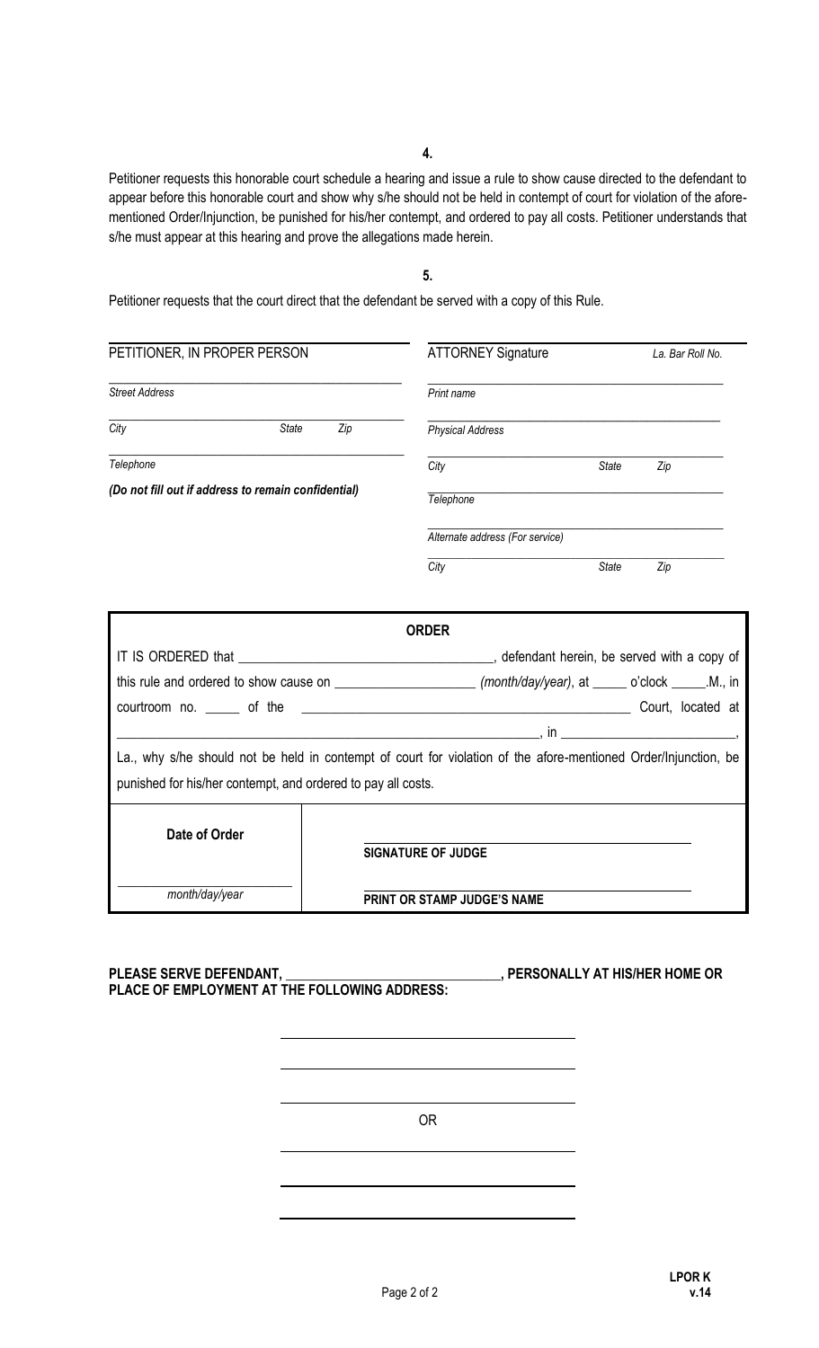**4.**

Petitioner requests this honorable court schedule a hearing and issue a rule to show cause directed to the defendant to appear before this honorable court and show why s/he should not be held in contempt of court for violation of the afore-mentioned Order/Injunction, be punished for his/her contempt, and ordered to pay all costs. Petitioner understands that s/he must appear at this hearing and prove the allegations made herein.

**5.**

Petitioner requests that the court direct that the defendant be served with a copy of this Rule.

| | |
|---|---|
| PETITIONER, IN PROPER PERSON | ATTORNEY Signature ______ *La. Bar Roll No.* |
| *Street Address* | *Print name* |
| *City* ______ *State* ______ *Zip* | *Physical Address* |
| *Telephone* | *City* ______ *State* ______ *Zip* |
| ***(Do not fill out if address to remain confidential)*** | *Telephone* |
| | *Alternate address (For service)* |
| | *City* ______ *State* ______ *Zip* |

**ORDER**

IT IS ORDERED that ________________________________, defendant herein, be served with a copy of this rule and ordered to show cause on __________________ *(month/day/year)*, at _____ o'clock _____.M., in courtroom no. _____ of the ________________________________________ Court, located at ________________________________________, in ________________________, La., why s/he should not be held in contempt of court for violation of the afore-mentioned Order/Injunction, be punished for his/her contempt, and ordered to pay all costs.

| | |
|---|---|
| **Date of Order** | **SIGNATURE OF JUDGE** |
| *month/day/year* | **PRINT OR STAMP JUDGE'S NAME** |

**PLEASE SERVE DEFENDANT, ______________________________, PERSONALLY AT HIS/HER HOME OR PLACE OF EMPLOYMENT AT THE FOLLOWING ADDRESS:**

______________________________

______________________________

______________________________

OR

______________________________

______________________________

______________________________

**LPOR K v.14**